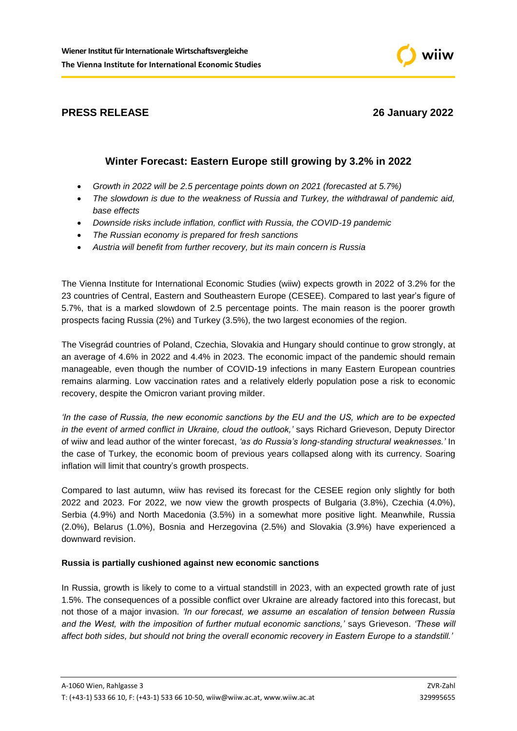Wiener Institut für Internationale Wirtschaftsvergleiche
The Vienna Institute for International Economic Studies

**PRESS RELEASE** **26 January 2022**

## Winter Forecast: Eastern Europe still growing by 3.2% in 2022

- *Growth in 2022 will be 2.5 percentage points down on 2021 (forecasted at 5.7%)*
- *The slowdown is due to the weakness of Russia and Turkey, the withdrawal of pandemic aid, base effects*
- *Downside risks include inflation, conflict with Russia, the COVID-19 pandemic*
- *The Russian economy is prepared for fresh sanctions*
- *Austria will benefit from further recovery, but its main concern is Russia*

The Vienna Institute for International Economic Studies (wiiw) expects growth in 2022 of 3.2% for the 23 countries of Central, Eastern and Southeastern Europe (CESEE). Compared to last year's figure of 5.7%, that is a marked slowdown of 2.5 percentage points. The main reason is the poorer growth prospects facing Russia (2%) and Turkey (3.5%), the two largest economies of the region.

The Visegrád countries of Poland, Czechia, Slovakia and Hungary should continue to grow strongly, at an average of 4.6% in 2022 and 4.4% in 2023. The economic impact of the pandemic should remain manageable, even though the number of COVID-19 infections in many Eastern European countries remains alarming. Low vaccination rates and a relatively elderly population pose a risk to economic recovery, despite the Omicron variant proving milder.

*'In the case of Russia, the new economic sanctions by the EU and the US, which are to be expected in the event of armed conflict in Ukraine, cloud the outlook,'* says Richard Grieveson, Deputy Director of wiiw and lead author of the winter forecast, *'as do Russia's long-standing structural weaknesses.'* In the case of Turkey, the economic boom of previous years collapsed along with its currency. Soaring inflation will limit that country's growth prospects.

Compared to last autumn, wiiw has revised its forecast for the CESEE region only slightly for both 2022 and 2023. For 2022, we now view the growth prospects of Bulgaria (3.8%), Czechia (4.0%), Serbia (4.9%) and North Macedonia (3.5%) in a somewhat more positive light. Meanwhile, Russia (2.0%), Belarus (1.0%), Bosnia and Herzegovina (2.5%) and Slovakia (3.9%) have experienced a downward revision.

### Russia is partially cushioned against new economic sanctions

In Russia, growth is likely to come to a virtual standstill in 2023, with an expected growth rate of just 1.5%. The consequences of a possible conflict over Ukraine are already factored into this forecast, but not those of a major invasion. *'In our forecast, we assume an escalation of tension between Russia and the West, with the imposition of further mutual economic sanctions,'* says Grieveson. *'These will affect both sides, but should not bring the overall economic recovery in Eastern Europe to a standstill.'*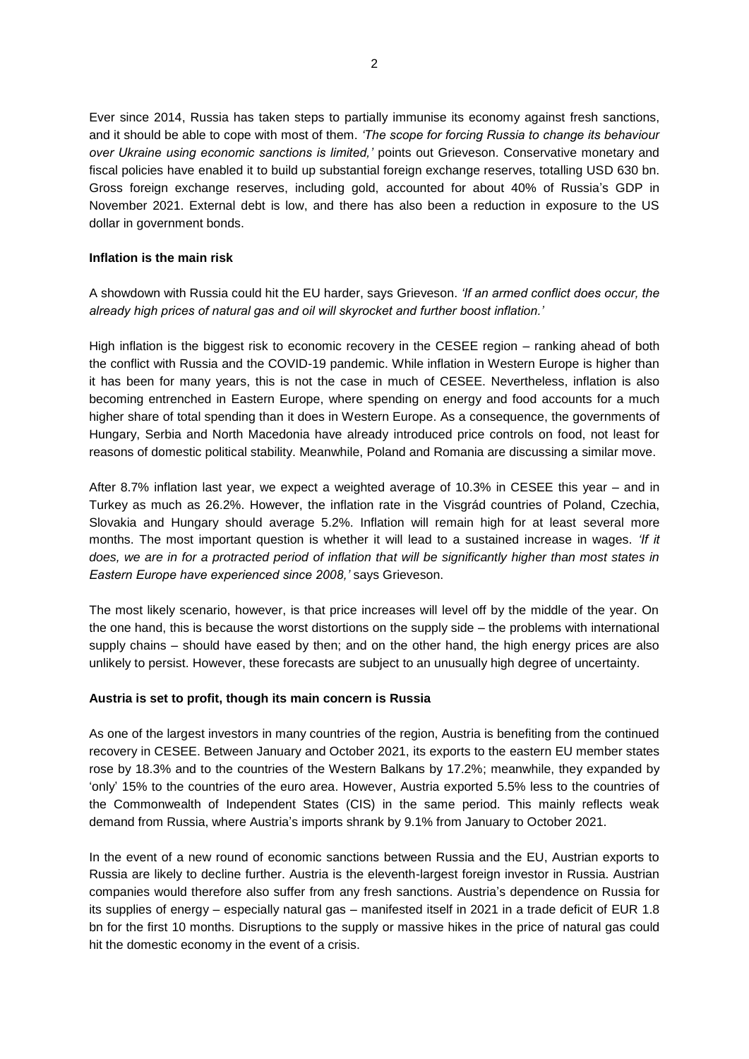Ever since 2014, Russia has taken steps to partially immunise its economy against fresh sanctions, and it should be able to cope with most of them. *'The scope for forcing Russia to change its behaviour over Ukraine using economic sanctions is limited,'* points out Grieveson. Conservative monetary and fiscal policies have enabled it to build up substantial foreign exchange reserves, totalling USD 630 bn. Gross foreign exchange reserves, including gold, accounted for about 40% of Russia's GDP in November 2021. External debt is low, and there has also been a reduction in exposure to the US dollar in government bonds.

**Inflation is the main risk**

A showdown with Russia could hit the EU harder, says Grieveson. *'If an armed conflict does occur, the already high prices of natural gas and oil will skyrocket and further boost inflation.'*

High inflation is the biggest risk to economic recovery in the CESEE region – ranking ahead of both the conflict with Russia and the COVID-19 pandemic. While inflation in Western Europe is higher than it has been for many years, this is not the case in much of CESEE. Nevertheless, inflation is also becoming entrenched in Eastern Europe, where spending on energy and food accounts for a much higher share of total spending than it does in Western Europe. As a consequence, the governments of Hungary, Serbia and North Macedonia have already introduced price controls on food, not least for reasons of domestic political stability. Meanwhile, Poland and Romania are discussing a similar move.

After 8.7% inflation last year, we expect a weighted average of 10.3% in CESEE this year – and in Turkey as much as 26.2%. However, the inflation rate in the Visgrád countries of Poland, Czechia, Slovakia and Hungary should average 5.2%. Inflation will remain high for at least several more months. The most important question is whether it will lead to a sustained increase in wages. *'If it does, we are in for a protracted period of inflation that will be significantly higher than most states in Eastern Europe have experienced since 2008,'* says Grieveson.

The most likely scenario, however, is that price increases will level off by the middle of the year. On the one hand, this is because the worst distortions on the supply side – the problems with international supply chains – should have eased by then; and on the other hand, the high energy prices are also unlikely to persist. However, these forecasts are subject to an unusually high degree of uncertainty.

**Austria is set to profit, though its main concern is Russia**

As one of the largest investors in many countries of the region, Austria is benefiting from the continued recovery in CESEE. Between January and October 2021, its exports to the eastern EU member states rose by 18.3% and to the countries of the Western Balkans by 17.2%; meanwhile, they expanded by 'only' 15% to the countries of the euro area. However, Austria exported 5.5% less to the countries of the Commonwealth of Independent States (CIS) in the same period. This mainly reflects weak demand from Russia, where Austria's imports shrank by 9.1% from January to October 2021.

In the event of a new round of economic sanctions between Russia and the EU, Austrian exports to Russia are likely to decline further. Austria is the eleventh-largest foreign investor in Russia. Austrian companies would therefore also suffer from any fresh sanctions. Austria's dependence on Russia for its supplies of energy – especially natural gas – manifested itself in 2021 in a trade deficit of EUR 1.8 bn for the first 10 months. Disruptions to the supply or massive hikes in the price of natural gas could hit the domestic economy in the event of a crisis.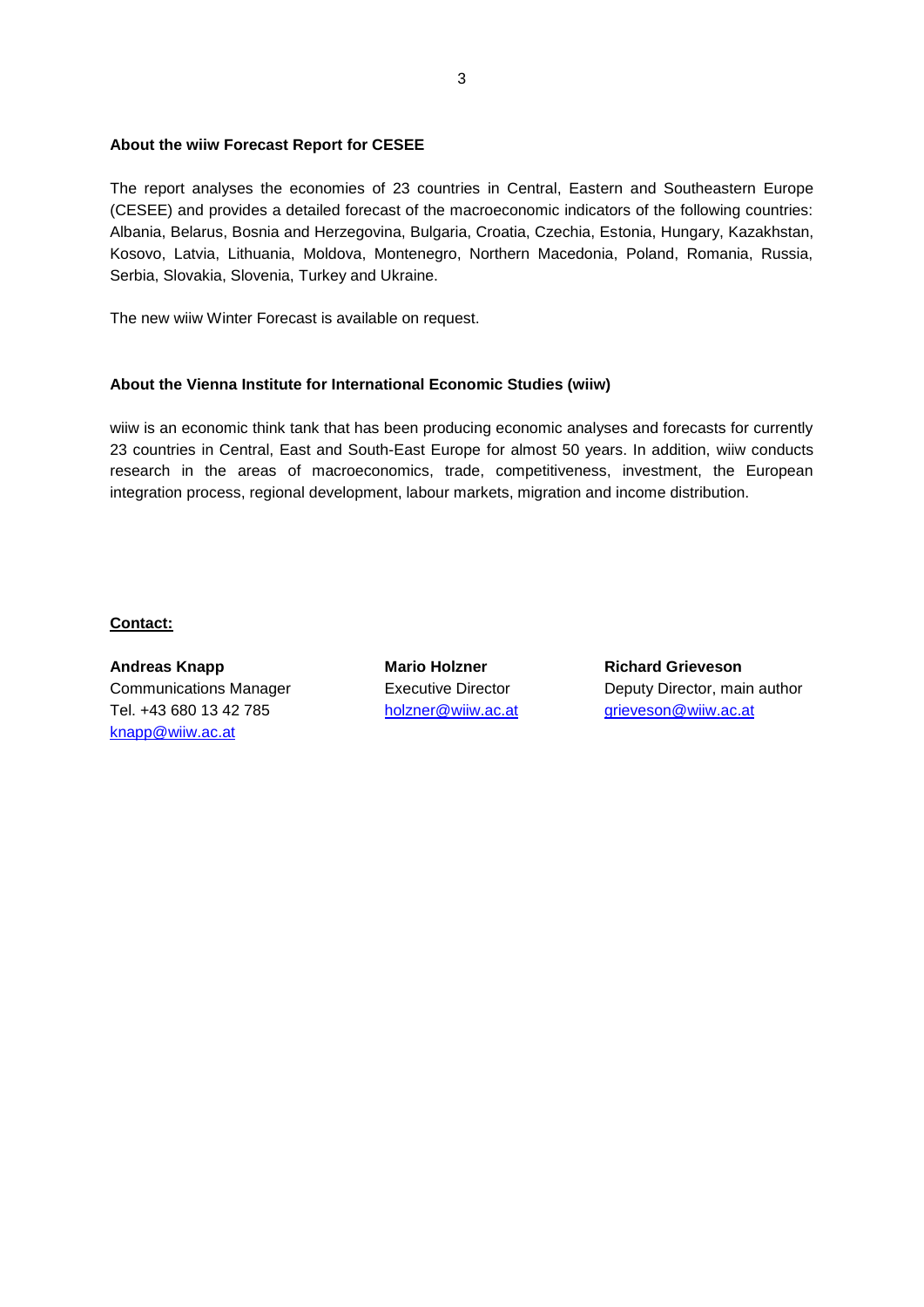**About the wiiw Forecast Report for CESEE**

The report analyses the economies of 23 countries in Central, Eastern and Southeastern Europe (CESEE) and provides a detailed forecast of the macroeconomic indicators of the following countries: Albania, Belarus, Bosnia and Herzegovina, Bulgaria, Croatia, Czechia, Estonia, Hungary, Kazakhstan, Kosovo, Latvia, Lithuania, Moldova, Montenegro, Northern Macedonia, Poland, Romania, Russia, Serbia, Slovakia, Slovenia, Turkey and Ukraine.

The new wiiw Winter Forecast is available on request.

**About the Vienna Institute for International Economic Studies (wiiw)**

wiiw is an economic think tank that has been producing economic analyses and forecasts for currently 23 countries in Central, East and South-East Europe for almost 50 years. In addition, wiiw conducts research in the areas of macroeconomics, trade, competitiveness, investment, the European integration process, regional development, labour markets, migration and income distribution.

**Contact:**

**Andreas Knapp**
Communications Manager
Tel. +43 680 13 42 785
knapp@wiiw.ac.at

**Mario Holzner**
Executive Director
holzner@wiiw.ac.at

**Richard Grieveson**
Deputy Director, main author
grieveson@wiiw.ac.at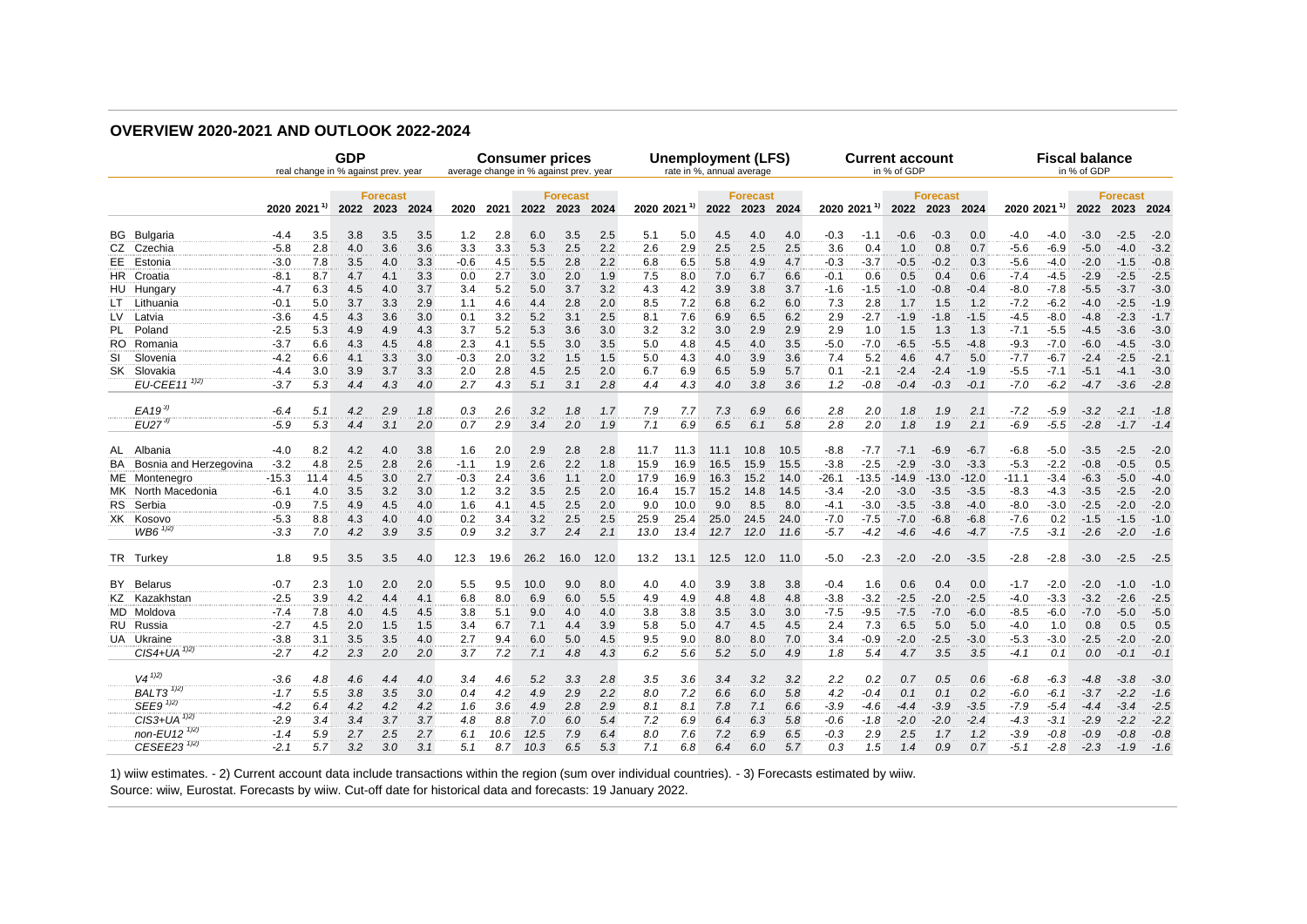## OVERVIEW 2020-2021 AND OUTLOOK 2022-2024

| | | GDP real change in % against prev. year | | | | | Consumer prices average change in % against prev. year | | | | | Unemployment (LFS) rate in %, annual average | | | | | Current account in % of GDP | | | | | Fiscal balance in % of GDP | | | | |
|---|---|---|---|---|---|---|---|---|---|---|---|---|---|---|---|---|---|---|---|---|---|---|---|---|---|---|
| | | | | Forecast | | | | | Forecast | | | | | Forecast | | | | | Forecast | | | | | Forecast | | |
| | | 2020 | 2021 [1] | 2022 | 2023 | 2024 | 2020 | 2021 | 2022 | 2023 | 2024 | 2020 | 2021 [1] | 2022 | 2023 | 2024 | 2020 | 2021 [1] | 2022 | 2023 | 2024 | 2020 | 2021 [1] | 2022 | 2023 | 2024 |
| BG | Bulgaria | -4.4 | 3.5 | 3.8 | 3.5 | 3.5 | 1.2 | 2.8 | 6.0 | 3.5 | 2.5 | 5.1 | 5.0 | 4.5 | 4.0 | 4.0 | -0.3 | -1.1 | -0.6 | -0.3 | 0.0 | -4.0 | -4.0 | -3.0 | -2.5 | -2.0 |
| CZ | Czechia | -5.8 | 2.8 | 4.0 | 3.6 | 3.6 | 3.3 | 3.3 | 5.3 | 2.5 | 2.2 | 2.6 | 2.9 | 2.5 | 2.5 | 2.5 | 3.6 | 0.4 | 1.0 | 0.8 | 0.7 | -5.6 | -6.9 | -5.0 | -4.0 | -3.2 |
| EE | Estonia | -3.0 | 7.8 | 3.5 | 4.0 | 3.3 | -0.6 | 4.5 | 5.5 | 2.8 | 2.2 | 6.8 | 6.5 | 5.8 | 4.9 | 4.7 | -0.3 | -3.7 | -0.5 | -0.2 | 0.3 | -5.6 | -4.0 | -2.0 | -1.5 | -0.8 |
| HR | Croatia | -8.1 | 8.7 | 4.7 | 4.1 | 3.3 | 0.0 | 2.7 | 3.0 | 2.0 | 1.9 | 7.5 | 8.0 | 7.0 | 6.7 | 6.6 | -0.1 | 0.6 | 0.5 | 0.4 | 0.6 | -7.4 | -4.5 | -2.9 | -2.5 | -2.5 |
| HU | Hungary | -4.7 | 6.3 | 4.5 | 4.0 | 3.7 | 3.4 | 5.2 | 5.0 | 3.7 | 3.2 | 4.3 | 4.2 | 3.9 | 3.8 | 3.7 | -1.6 | -1.5 | -1.0 | -0.8 | -0.4 | -8.0 | -7.8 | -5.5 | -3.7 | -3.0 |
| LT | Lithuania | -0.1 | 5.0 | 3.7 | 3.3 | 2.9 | 1.1 | 4.6 | 4.4 | 2.8 | 2.0 | 8.5 | 7.2 | 6.8 | 6.2 | 6.0 | 7.3 | 2.8 | 1.7 | 1.5 | 1.2 | -7.2 | -6.2 | -4.0 | -2.5 | -1.9 |
| LV | Latvia | -3.6 | 4.5 | 4.3 | 3.6 | 3.0 | 0.1 | 3.2 | 5.2 | 3.1 | 2.5 | 8.1 | 7.6 | 6.9 | 6.5 | 6.2 | 2.9 | -2.7 | -1.9 | -1.8 | -1.5 | -4.5 | -8.0 | -4.8 | -2.3 | -1.7 |
| PL | Poland | -2.5 | 5.3 | 4.9 | 4.9 | 4.3 | 3.7 | 5.2 | 5.3 | 3.6 | 3.0 | 3.2 | 3.2 | 3.0 | 2.9 | 2.9 | 2.9 | 1.0 | 1.5 | 1.3 | 1.3 | -7.1 | -5.5 | -4.5 | -3.6 | -3.0 |
| RO | Romania | -3.7 | 6.6 | 4.3 | 4.5 | 4.8 | 2.3 | 4.1 | 5.5 | 3.0 | 3.5 | 5.0 | 4.8 | 4.5 | 4.0 | 3.5 | -5.0 | -7.0 | -6.5 | -5.5 | -4.8 | -9.3 | -7.0 | -6.0 | -4.5 | -3.0 |
| SI | Slovenia | -4.2 | 6.6 | 4.1 | 3.3 | 3.0 | -0.3 | 2.0 | 3.2 | 1.5 | 1.5 | 5.0 | 4.3 | 4.0 | 3.9 | 3.6 | 7.4 | 5.2 | 4.6 | 4.7 | 5.0 | -7.7 | -6.7 | -2.4 | -2.5 | -2.1 |
| SK | Slovakia | -4.4 | 3.0 | 3.9 | 3.7 | 3.3 | 2.0 | 2.8 | 4.5 | 2.5 | 2.0 | 6.7 | 6.9 | 6.5 | 5.9 | 5.7 | 0.1 | -2.1 | -2.4 | -2.4 | -1.9 | -5.5 | -7.1 | -5.1 | -4.1 | -3.0 |
| | *EU-CEE11 [1)2)]* | *-3.7* | *5.3* | *4.4* | *4.3* | *4.0* | *2.7* | *4.3* | *5.1* | *3.1* | *2.8* | *4.4* | *4.3* | *4.0* | *3.8* | *3.6* | *1.2* | *-0.8* | *-0.4* | *-0.3* | *-0.1* | *-7.0* | *-6.2* | *-4.7* | *-3.6* | *-2.8* |
| | *EA19 [3)]* | *-6.4* | *5.1* | *4.2* | *2.9* | *1.8* | *0.3* | *2.6* | *3.2* | *1.8* | *1.7* | *7.9* | *7.7* | *7.3* | *6.9* | *6.6* | *2.8* | *2.0* | *1.8* | *1.9* | *2.1* | *-7.2* | *-5.9* | *-3.2* | *-2.1* | *-1.8* |
| | *EU27 [3)]* | *-5.9* | *5.3* | *4.4* | *3.1* | *2.0* | *0.7* | *2.9* | *3.4* | *2.0* | *1.9* | *7.1* | *6.9* | *6.5* | *6.1* | *5.8* | *2.8* | *2.0* | *1.8* | *1.9* | *2.1* | *-6.9* | *-5.5* | *-2.8* | *-1.7* | *-1.4* |
| AL | Albania | -4.0 | 8.2 | 4.2 | 4.0 | 3.8 | 1.6 | 2.0 | 2.9 | 2.8 | 2.8 | 11.7 | 11.3 | 11.1 | 10.8 | 10.5 | -8.8 | -7.7 | -7.1 | -6.9 | -6.7 | -6.8 | -5.0 | -3.5 | -2.5 | -2.0 |
| BA | Bosnia and Herzegovina | -3.2 | 4.8 | 2.5 | 2.8 | 2.6 | -1.1 | 1.9 | 2.6 | 2.2 | 1.8 | 15.9 | 16.9 | 16.5 | 15.9 | 15.5 | -3.8 | -2.5 | -2.9 | -3.0 | -3.3 | -5.3 | -2.2 | -0.8 | -0.5 | 0.5 |
| ME | Montenegro | -15.3 | 11.4 | 4.5 | 3.0 | 2.7 | -0.3 | 2.4 | 3.6 | 1.1 | 2.0 | 17.9 | 16.9 | 16.3 | 15.2 | 14.0 | -26.1 | -13.5 | -14.9 | -13.0 | -12.0 | -11.1 | -3.4 | -6.3 | -5.0 | -4.0 |
| MK | North Macedonia | -6.1 | 4.0 | 3.5 | 3.2 | 3.0 | 1.2 | 3.2 | 3.5 | 2.5 | 2.0 | 16.4 | 15.7 | 15.2 | 14.8 | 14.5 | -3.4 | -2.0 | -3.0 | -3.5 | -3.5 | -8.3 | -4.3 | -3.5 | -2.5 | -2.0 |
| RS | Serbia | -0.9 | 7.5 | 4.9 | 4.5 | 4.0 | 1.6 | 4.1 | 4.5 | 2.5 | 2.0 | 9.0 | 10.0 | 9.0 | 8.5 | 8.0 | -4.1 | -3.0 | -3.5 | -3.8 | -4.0 | -8.0 | -3.0 | -2.5 | -2.0 | -2.0 |
| XK | Kosovo | -5.3 | 8.8 | 4.3 | 4.0 | 4.0 | 0.2 | 3.4 | 3.2 | 2.5 | 2.5 | 25.9 | 25.4 | 25.0 | 24.5 | 24.0 | -7.0 | -7.5 | -7.0 | -6.8 | -6.8 | -7.6 | 0.2 | -1.5 | -1.5 | -1.0 |
| | *WB6 [1)2)]* | *-3.3* | *7.0* | *4.2* | *3.9* | *3.5* | *0.9* | *3.2* | *3.7* | *2.4* | *2.1* | *13.0* | *13.4* | *12.7* | *12.0* | *11.6* | *-5.7* | *-4.2* | *-4.6* | *-4.6* | *-4.7* | *-7.5* | *-3.1* | *-2.6* | *-2.0* | *-1.6* |
| TR | Turkey | 1.8 | 9.5 | 3.5 | 3.5 | 4.0 | 12.3 | 19.6 | 26.2 | 16.0 | 12.0 | 13.2 | 13.1 | 12.5 | 12.0 | 11.0 | -5.0 | -2.3 | -2.0 | -2.0 | -3.5 | -2.8 | -2.8 | -3.0 | -2.5 | -2.5 |
| BY | Belarus | -0.7 | 2.3 | 1.0 | 2.0 | 2.0 | 5.5 | 9.5 | 10.0 | 9.0 | 8.0 | 4.0 | 4.0 | 3.9 | 3.8 | 3.8 | -0.4 | 1.6 | 0.6 | 0.4 | 0.0 | -1.7 | -2.0 | -2.0 | -1.0 | -1.0 |
| KZ | Kazakhstan | -2.5 | 3.9 | 4.2 | 4.4 | 4.1 | 6.8 | 8.0 | 6.9 | 6.0 | 5.5 | 4.9 | 4.9 | 4.8 | 4.8 | 4.8 | -3.8 | -3.2 | -2.5 | -2.0 | -2.5 | -4.0 | -3.3 | -3.2 | -2.6 | -2.5 |
| MD | Moldova | -7.4 | 7.8 | 4.0 | 4.5 | 4.5 | 3.8 | 5.1 | 9.0 | 4.0 | 4.0 | 3.8 | 3.8 | 3.5 | 3.0 | 3.0 | -7.5 | -9.5 | -7.5 | -7.0 | -6.0 | -8.5 | -6.0 | -7.0 | -5.0 | -5.0 |
| RU | Russia | -2.7 | 4.5 | 2.0 | 1.5 | 1.5 | 3.4 | 6.7 | 7.1 | 4.4 | 3.9 | 5.8 | 5.0 | 4.7 | 4.5 | 4.5 | 2.4 | 7.3 | 6.5 | 5.0 | 5.0 | -4.0 | 1.0 | 0.8 | 0.5 | 0.5 |
| UA | Ukraine | -3.8 | 3.1 | 3.5 | 3.5 | 4.0 | 2.7 | 9.4 | 6.0 | 5.0 | 4.5 | 9.5 | 9.0 | 8.0 | 8.0 | 7.0 | 3.4 | -0.9 | -2.0 | -2.5 | -3.0 | -5.3 | -3.0 | -2.5 | -2.0 | -2.0 |
| | *CIS4+UA [1)2)]* | *-2.7* | *4.2* | *2.3* | *2.0* | *2.0* | *3.7* | *7.2* | *7.1* | *4.8* | *4.3* | *6.2* | *5.6* | *5.2* | *5.0* | *4.9* | *1.8* | *5.4* | *4.7* | *3.5* | *3.5* | *-4.1* | *0.1* | *0.0* | *-0.1* | *-0.1* |
| | *V4 [1)2)]* | *-3.6* | *4.8* | *4.6* | *4.4* | *4.0* | *3.4* | *4.6* | *5.2* | *3.3* | *2.8* | *3.5* | *3.6* | *3.4* | *3.2* | *3.2* | *2.2* | *0.2* | *0.7* | *0.5* | *0.6* | *-6.8* | *-6.3* | *-4.8* | *-3.8* | *-3.0* |
| | *BALT3 [1)2)]* | *-1.7* | *5.5* | *3.8* | *3.5* | *3.0* | *0.4* | *4.2* | *4.9* | *2.9* | *2.2* | *8.0* | *7.2* | *6.6* | *6.0* | *5.8* | *4.2* | *-0.4* | *0.1* | *0.1* | *0.2* | *-6.0* | *-6.1* | *-3.7* | *-2.2* | *-1.6* |
| | *SEE9 [1)2)]* | *-4.2* | *6.4* | *4.2* | *4.2* | *4.2* | *1.6* | *3.6* | *4.9* | *2.8* | *2.9* | *8.1* | *8.1* | *7.8* | *7.1* | *6.6* | *-3.9* | *-4.6* | *-4.4* | *-3.9* | *-3.5* | *-7.9* | *-5.4* | *-4.4* | *-3.4* | *-2.5* |
| | *CIS3+UA [1)2)]* | *-2.9* | *3.4* | *3.4* | *3.7* | *3.7* | *4.8* | *8.8* | *7.0* | *6.0* | *5.4* | *7.2* | *6.9* | *6.4* | *6.3* | *5.8* | *-0.6* | *-1.8* | *-2.0* | *-2.0* | *-2.4* | *-4.3* | *-3.1* | *-2.9* | *-2.2* | *-2.2* |
| | *non-EU12 [1)2)]* | *-1.4* | *5.9* | *2.7* | *2.5* | *2.7* | *6.1* | *10.6* | *12.5* | *7.9* | *6.4* | *8.0* | *7.6* | *7.2* | *6.9* | *6.5* | *-0.3* | *2.9* | *2.5* | *1.7* | *1.2* | *-3.9* | *-0.8* | *-0.9* | *-0.8* | *-0.8* |
| | *CESEE23 [1)2)]* | *-2.1* | *5.7* | *3.2* | *3.0* | *3.1* | *5.1* | *8.7* | *10.3* | *6.5* | *5.3* | *7.1* | *6.8* | *6.4* | *6.0* | *5.7* | *0.3* | *1.5* | *1.4* | *0.9* | *0.7* | *-5.1* | *-2.8* | *-2.3* | *-1.9* | *-1.6* |

1) wiiw estimates. - 2) Current account data include transactions within the region (sum over individual countries). - 3) Forecasts estimated by wiiw.

Source: wiiw, Eurostat. Forecasts by wiiw. Cut-off date for historical data and forecasts: 19 January 2022.